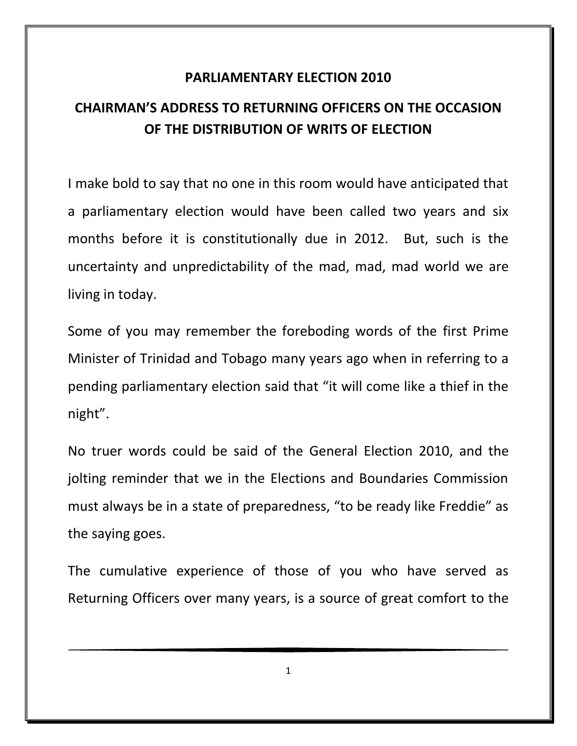# PARLIAMENTARY ELECTION 2010

## CHAIRMAN'S ADDRESS TO RETURNING OFFICERS ON THE OCCASION OF THE DISTRIBUTION OF WRITS OF ELECTION

I make bold to say that no one in this room would have anticipated that a parliamentary election would have been called two years and six months before it is constitutionally due in 2012. But, such is the uncertainty and unpredictability of the mad, mad, mad world we are living in today.

Some of you may remember the foreboding words of the first Prime Minister of Trinidad and Tobago many years ago when in referring to a pending parliamentary election said that "it will come like a thief in the night".

No truer words could be said of the General Election 2010, and the jolting reminder that we in the Elections and Boundaries Commission must always be in a state of preparedness, "to be ready like Freddie" as the saying goes.

The cumulative experience of those of you who have served as Returning Officers over many years, is a source of great comfort to the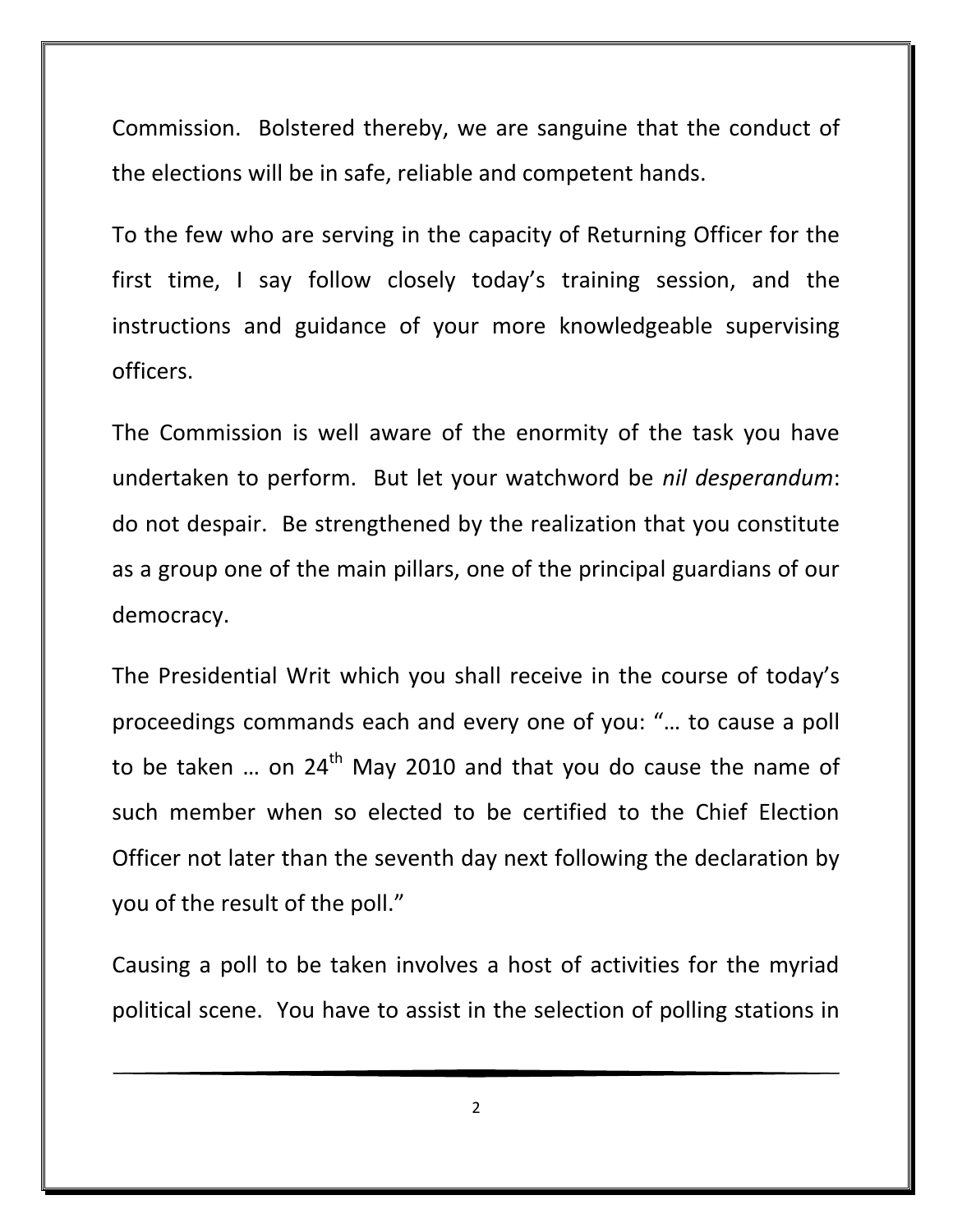Commission. Bolstered thereby, we are sanguine that the conduct of the elections will be in safe, reliable and competent hands.

To the few who are serving in the capacity of Returning Officer for the first time, I say follow closely today's training session, and the instructions and guidance of your more knowledgeable supervising officers.

The Commission is well aware of the enormity of the task you have undertaken to perform. But let your watchword be *nil desperandum*: do not despair. Be strengthened by the realization that you constitute as a group one of the main pillars, one of the principal guardians of our democracy.

The Presidential Writ which you shall receive in the course of today's proceedings commands each and every one of you: "… to cause a poll to be taken … on 24$^{th}$ May 2010 and that you do cause the name of such member when so elected to be certified to the Chief Election Officer not later than the seventh day next following the declaration by you of the result of the poll."

Causing a poll to be taken involves a host of activities for the myriad political scene. You have to assist in the selection of polling stations in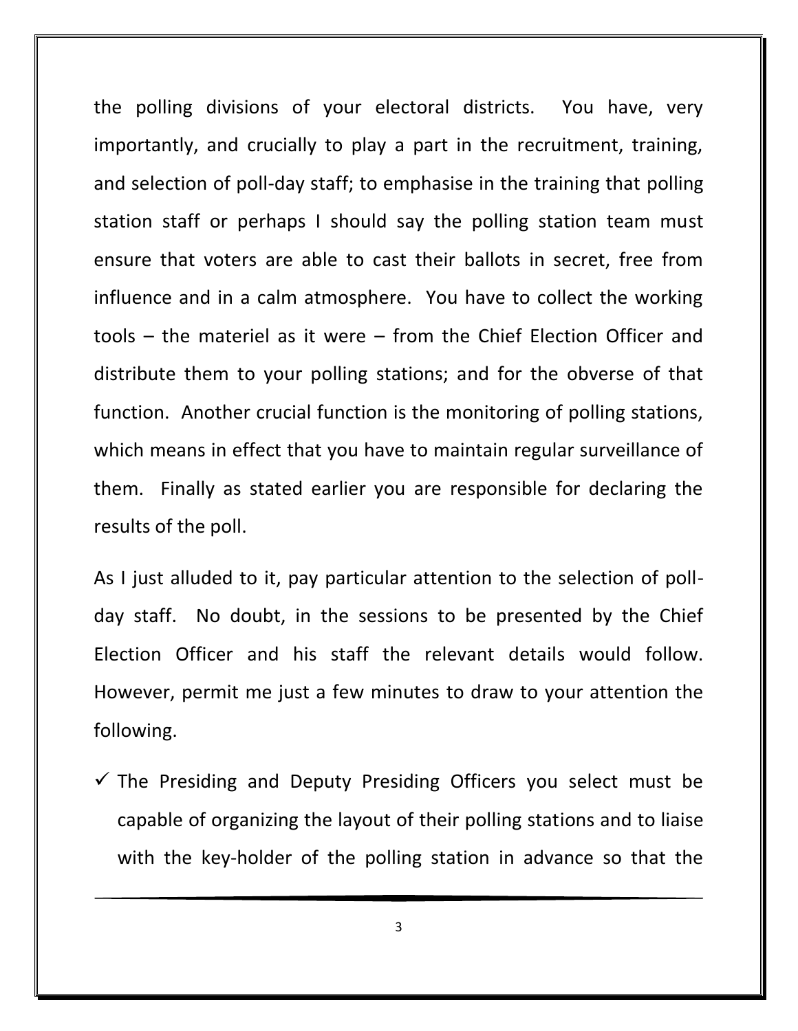the polling divisions of your electoral districts. You have, very importantly, and crucially to play a part in the recruitment, training, and selection of poll-day staff; to emphasise in the training that polling station staff or perhaps I should say the polling station team must ensure that voters are able to cast their ballots in secret, free from influence and in a calm atmosphere. You have to collect the working tools – the materiel as it were – from the Chief Election Officer and distribute them to your polling stations; and for the obverse of that function. Another crucial function is the monitoring of polling stations, which means in effect that you have to maintain regular surveillance of them. Finally as stated earlier you are responsible for declaring the results of the poll.

As I just alluded to it, pay particular attention to the selection of poll-day staff. No doubt, in the sessions to be presented by the Chief Election Officer and his staff the relevant details would follow. However, permit me just a few minutes to draw to your attention the following.

- ✓ The Presiding and Deputy Presiding Officers you select must be capable of organizing the layout of their polling stations and to liaise with the key-holder of the polling station in advance so that the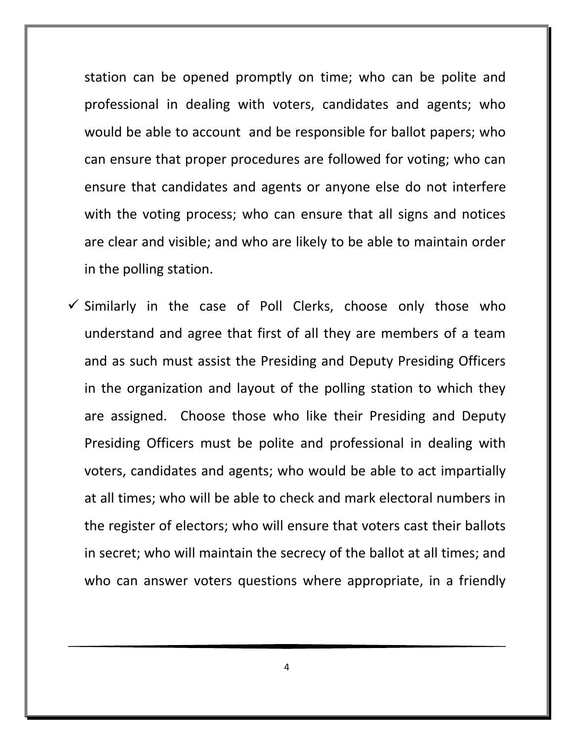station can be opened promptly on time; who can be polite and professional in dealing with voters, candidates and agents; who would be able to account and be responsible for ballot papers; who can ensure that proper procedures are followed for voting; who can ensure that candidates and agents or anyone else do not interfere with the voting process; who can ensure that all signs and notices are clear and visible; and who are likely to be able to maintain order in the polling station.

- ✓ Similarly in the case of Poll Clerks, choose only those who understand and agree that first of all they are members of a team and as such must assist the Presiding and Deputy Presiding Officers in the organization and layout of the polling station to which they are assigned. Choose those who like their Presiding and Deputy Presiding Officers must be polite and professional in dealing with voters, candidates and agents; who would be able to act impartially at all times; who will be able to check and mark electoral numbers in the register of electors; who will ensure that voters cast their ballots in secret; who will maintain the secrecy of the ballot at all times; and who can answer voters questions where appropriate, in a friendly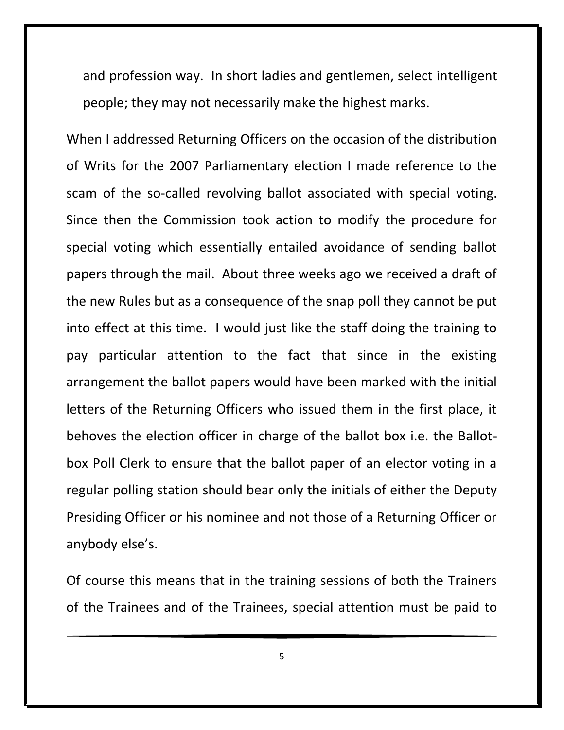and profession way. In short ladies and gentlemen, select intelligent people; they may not necessarily make the highest marks.

When I addressed Returning Officers on the occasion of the distribution of Writs for the 2007 Parliamentary election I made reference to the scam of the so-called revolving ballot associated with special voting. Since then the Commission took action to modify the procedure for special voting which essentially entailed avoidance of sending ballot papers through the mail. About three weeks ago we received a draft of the new Rules but as a consequence of the snap poll they cannot be put into effect at this time. I would just like the staff doing the training to pay particular attention to the fact that since in the existing arrangement the ballot papers would have been marked with the initial letters of the Returning Officers who issued them in the first place, it behoves the election officer in charge of the ballot box i.e. the Ballot-box Poll Clerk to ensure that the ballot paper of an elector voting in a regular polling station should bear only the initials of either the Deputy Presiding Officer or his nominee and not those of a Returning Officer or anybody else's.

Of course this means that in the training sessions of both the Trainers of the Trainees and of the Trainees, special attention must be paid to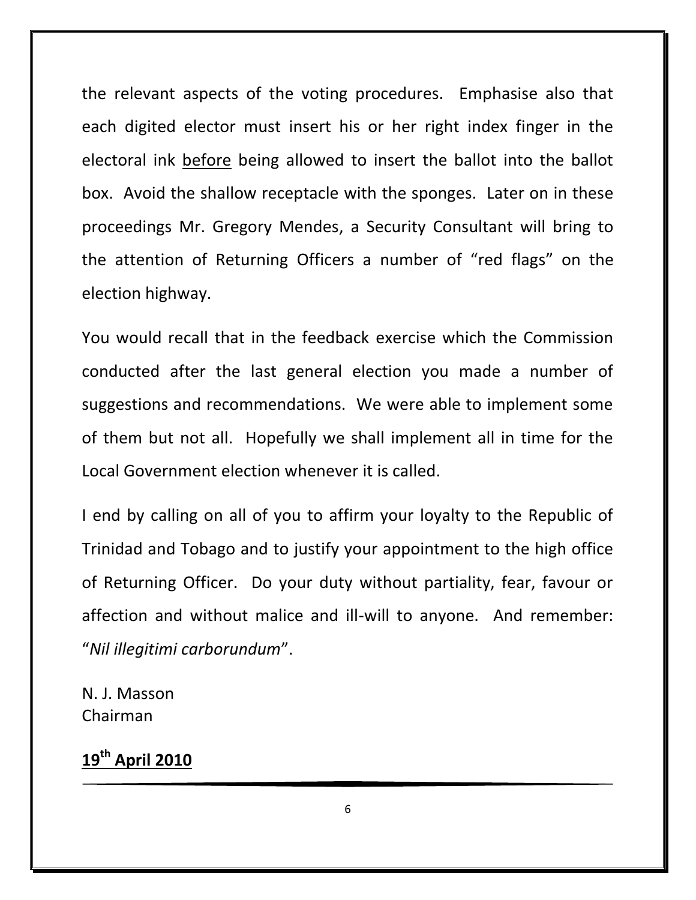the relevant aspects of the voting procedures. Emphasise also that each digited elector must insert his or her right index finger in the electoral ink <u>before</u> being allowed to insert the ballot into the ballot box. Avoid the shallow receptacle with the sponges. Later on in these proceedings Mr. Gregory Mendes, a Security Consultant will bring to the attention of Returning Officers a number of "red flags" on the election highway.

You would recall that in the feedback exercise which the Commission conducted after the last general election you made a number of suggestions and recommendations. We were able to implement some of them but not all. Hopefully we shall implement all in time for the Local Government election whenever it is called.

I end by calling on all of you to affirm your loyalty to the Republic of Trinidad and Tobago and to justify your appointment to the high office of Returning Officer. Do your duty without partiality, fear, favour or affection and without malice and ill-will to anyone. And remember: "*Nil illegitimi carborundum*".

N. J. Masson
Chairman

**19th April 2010**